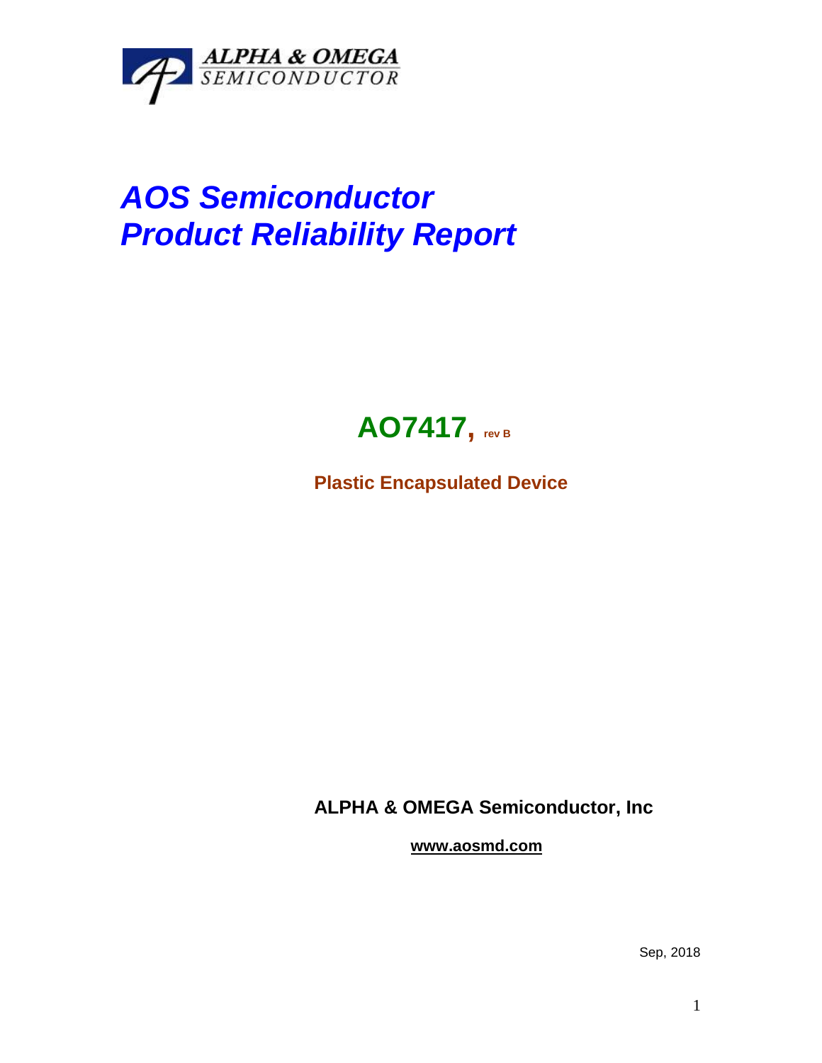ALPHA & OMEGA SEMICONDUCTOR

# *AOS Semiconductor Product Reliability Report*

## AO7417, rev B

**Plastic Encapsulated Device**

**ALPHA & OMEGA Semiconductor, Inc**

**www.aosmd.com**

Sep, 2018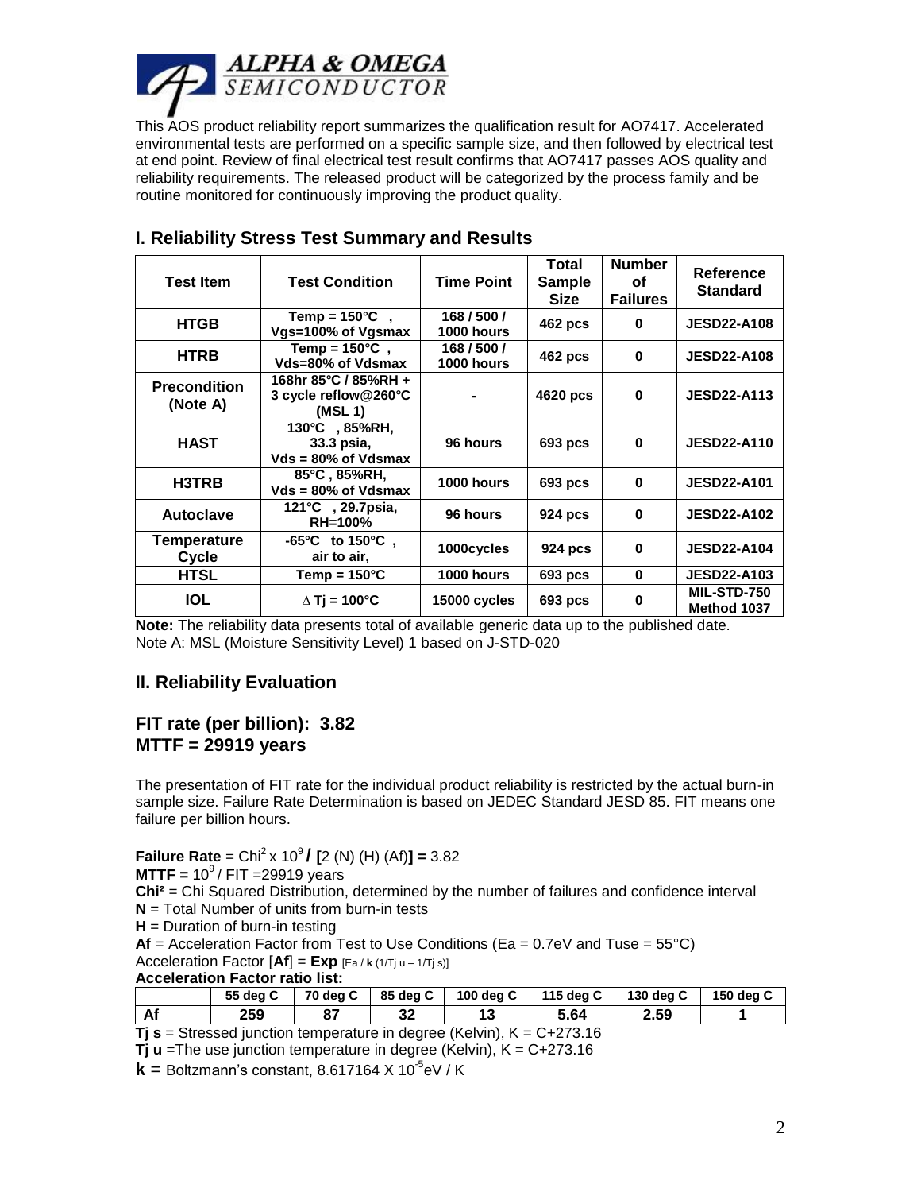This AOS product reliability report summarizes the qualification result for AO7417. Accelerated environmental tests are performed on a specific sample size, and then followed by electrical test at end point. Review of final electrical test result confirms that AO7417 passes AOS quality and reliability requirements. The released product will be categorized by the process family and be routine monitored for continuously improving the product quality.

## I. Reliability Stress Test Summary and Results

| Test Item | Test Condition | Time Point | Total Sample Size | Number of Failures | Reference Standard |
|---|---|---|---|---|---|
| **HTGB** | **Temp = 150°C , Vgs=100% of Vgsmax** | **168 / 500 / 1000 hours** | **462 pcs** | **0** | **JESD22-A108** |
| **HTRB** | **Temp = 150°C , Vds=80% of Vdsmax** | **168 / 500 / 1000 hours** | **462 pcs** | **0** | **JESD22-A108** |
| **Precondition (Note A)** | **168hr 85°C / 85%RH + 3 cycle reflow@260°C (MSL 1)** | **-** | **4620 pcs** | **0** | **JESD22-A113** |
| **HAST** | **130°C , 85%RH, 33.3 psia, Vds = 80% of Vdsmax** | **96 hours** | **693 pcs** | **0** | **JESD22-A110** |
| **H3TRB** | **85°C , 85%RH, Vds = 80% of Vdsmax** | **1000 hours** | **693 pcs** | **0** | **JESD22-A101** |
| **Autoclave** | **121°C , 29.7psia, RH=100%** | **96 hours** | **924 pcs** | **0** | **JESD22-A102** |
| **Temperature Cycle** | **-65°C to 150°C , air to air,** | **1000cycles** | **924 pcs** | **0** | **JESD22-A104** |
| **HTSL** | **Temp = 150°C** | **1000 hours** | **693 pcs** | **0** | **JESD22-A103** |
| **IOL** | **$\Delta$ Tj = 100°C** | **15000 cycles** | **693 pcs** | **0** | **MIL-STD-750 Method 1037** |

**Note:** The reliability data presents total of available generic data up to the published date.
Note A: MSL (Moisture Sensitivity Level) 1 based on J-STD-020

## II. Reliability Evaluation

### FIT rate (per billion): 3.82
### MTTF = 29919 years

The presentation of FIT rate for the individual product reliability is restricted by the actual burn-in sample size. Failure Rate Determination is based on JEDEC Standard JESD 85. FIT means one failure per billion hours.

**Failure Rate** = $\text{Chi}^2 \times 10^9$ **/ [**2 (N) (H) (Af)**] =** 3.82

**MTTF =** $10^9$ / FIT =29919 years

**Chi²** = Chi Squared Distribution, determined by the number of failures and confidence interval

**N** = Total Number of units from burn-in tests

**H** = Duration of burn-in testing

**Af** = Acceleration Factor from Test to Use Conditions (Ea = 0.7eV and Tuse = 55°C)

Acceleration Factor [**Af**] = **Exp** [Ea / **k** (1/Tj u – 1/Tj s)]

**Acceleration Factor ratio list:**

| | 55 deg C | 70 deg C | 85 deg C | 100 deg C | 115 deg C | 130 deg C | 150 deg C |
|---|---|---|---|---|---|---|---|
| **Af** | **259** | **87** | **32** | **13** | **5.64** | **2.59** | **1** |

**Tj s** = Stressed junction temperature in degree (Kelvin), K = C+273.16

**Tj u** =The use junction temperature in degree (Kelvin), K = C+273.16

**k** = Boltzmann's constant, $8.617164 \times 10^{-5}$eV / K